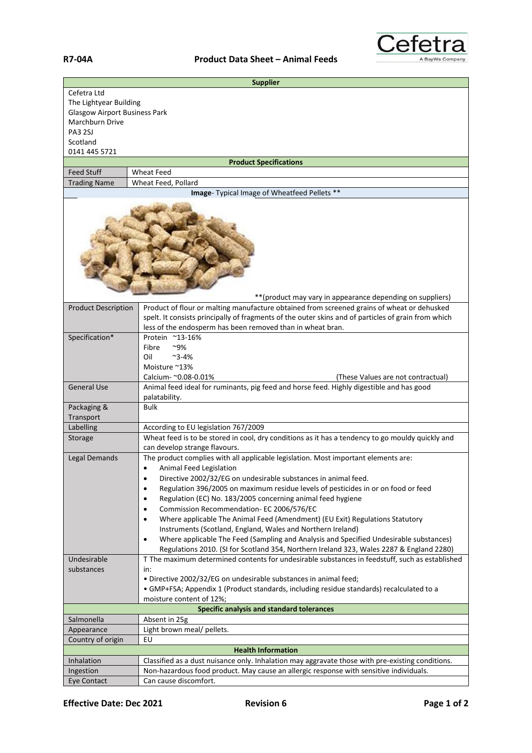**R7-04A** **Product Data Sheet – Animal Feeds**

Cefetra
A BayWa Company

| **Supplier** | |
|---|---|
| Cefetra Ltd<br>The Lightyear Building<br>Glasgow Airport Business Park<br>Marchburn Drive<br>PA3 2SJ<br>Scotland<br>0141 445 5721 | |
| **Product Specifications** | |
| Feed Stuff | Wheat Feed |
| Trading Name | Wheat Feed, Pollard |
| **Image**- Typical Image of Wheatfeed Pellets ** | |
| **(product may vary in appearance depending on suppliers) | |
| Product Description | Product of flour or malting manufacture obtained from screened grains of wheat or dehusked spelt. It consists principally of fragments of the outer skins and of particles of grain from which less of the endosperm has been removed than in wheat bran. |
| Specification* | Protein ~13-16%<br>Fibre ~9%<br>Oil ~3-4%<br>Moisture ~13%<br>Calcium- ~0.08-0.01% (These Values are not contractual) |
| General Use | Animal feed ideal for ruminants, pig feed and horse feed. Highly digestible and has good palatability. |
| Packaging & Transport | Bulk |
| Labelling | According to EU legislation 767/2009 |
| Storage | Wheat feed is to be stored in cool, dry conditions as it has a tendency to go mouldy quickly and can develop strange flavours. |
| Legal Demands | The product complies with all applicable legislation. Most important elements are:<br>• Animal Feed Legislation<br>• Directive 2002/32/EG on undesirable substances in animal feed.<br>• Regulation 396/2005 on maximum residue levels of pesticides in or on food or feed<br>• Regulation (EC) No. 183/2005 concerning animal feed hygiene<br>• Commission Recommendation- EC 2006/576/EC<br>• Where applicable The Animal Feed (Amendment) (EU Exit) Regulations Statutory Instruments (Scotland, England, Wales and Northern Ireland)<br>• Where applicable The Feed (Sampling and Analysis and Specified Undesirable substances) Regulations 2010. (SI for Scotland 354, Northern Ireland 323, Wales 2287 & England 2280) |
| Undesirable substances | T The maximum determined contents for undesirable substances in feedstuff, such as established in:<br>• Directive 2002/32/EG on undesirable substances in animal feed;<br>• GMP+FSA; Appendix 1 (Product standards, including residue standards) recalculated to a moisture content of 12%; |
| **Specific analysis and standard tolerances** | |
| Salmonella | Absent in 25g |
| Appearance | Light brown meal/ pellets. |
| Country of origin | EU |
| **Health Information** | |
| Inhalation | Classified as a dust nuisance only. Inhalation may aggravate those with pre-existing conditions. |
| Ingestion | Non-hazardous food product. May cause an allergic response with sensitive individuals. |
| Eye Contact | Can cause discomfort. |

**Effective Date: Dec 2021** **Revision 6**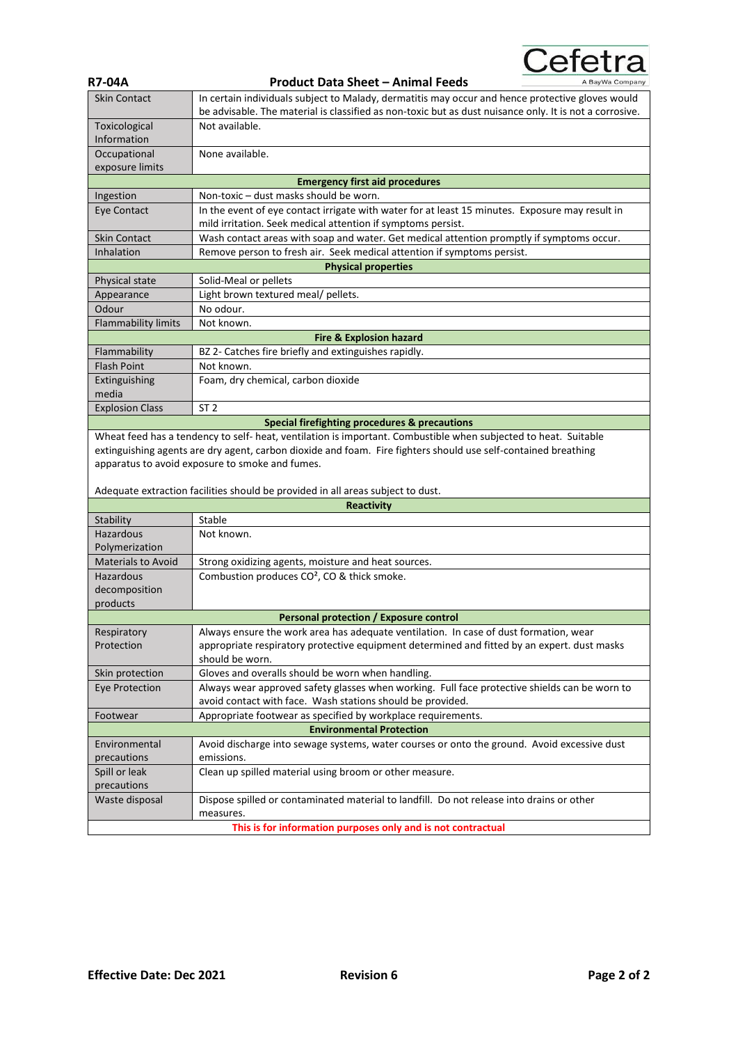| | |
|---|---|
| Skin Contact | In certain individuals subject to Malady, dermatitis may occur and hence protective gloves would be advisable. The material is classified as non-toxic but as dust nuisance only. It is not a corrosive. |
| Toxicological Information | Not available. |
| Occupational exposure limits | None available. |
| **Emergency first aid procedures** | |
| Ingestion | Non-toxic – dust masks should be worn. |
| Eye Contact | In the event of eye contact irrigate with water for at least 15 minutes. Exposure may result in mild irritation. Seek medical attention if symptoms persist. |
| Skin Contact | Wash contact areas with soap and water. Get medical attention promptly if symptoms occur. |
| Inhalation | Remove person to fresh air. Seek medical attention if symptoms persist. |
| **Physical properties** | |
| Physical state | Solid-Meal or pellets |
| Appearance | Light brown textured meal/ pellets. |
| Odour | No odour. |
| Flammability limits | Not known. |
| **Fire & Explosion hazard** | |
| Flammability | BZ 2- Catches fire briefly and extinguishes rapidly. |
| Flash Point | Not known. |
| Extinguishing media | Foam, dry chemical, carbon dioxide |
| Explosion Class | ST 2 |
| **Special firefighting procedures & precautions** | |
| Wheat feed has a tendency to self- heat, ventilation is important. Combustible when subjected to heat. Suitable extinguishing agents are dry agent, carbon dioxide and foam. Fire fighters should use self-contained breathing apparatus to avoid exposure to smoke and fumes. Adequate extraction facilities should be provided in all areas subject to dust. | |
| **Reactivity** | |
| Stability | Stable |
| Hazardous Polymerization | Not known. |
| Materials to Avoid | Strong oxidizing agents, moisture and heat sources. |
| Hazardous decomposition products | Combustion produces $CO^2$, CO & thick smoke. |
| **Personal protection / Exposure control** | |
| Respiratory Protection | Always ensure the work area has adequate ventilation. In case of dust formation, wear appropriate respiratory protective equipment determined and fitted by an expert. dust masks should be worn. |
| Skin protection | Gloves and overalls should be worn when handling. |
| Eye Protection | Always wear approved safety glasses when working. Full face protective shields can be worn to avoid contact with face. Wash stations should be provided. |
| Footwear | Appropriate footwear as specified by workplace requirements. |
| **Environmental Protection** | |
| Environmental precautions | Avoid discharge into sewage systems, water courses or onto the ground. Avoid excessive dust emissions. |
| Spill or leak precautions | Clean up spilled material using broom or other measure. |
| Waste disposal | Dispose spilled or contaminated material to landfill. Do not release into drains or other measures. |

**This is for information purposes only and is not contractual**

**Effective Date: Dec 2021** **Revision 6**